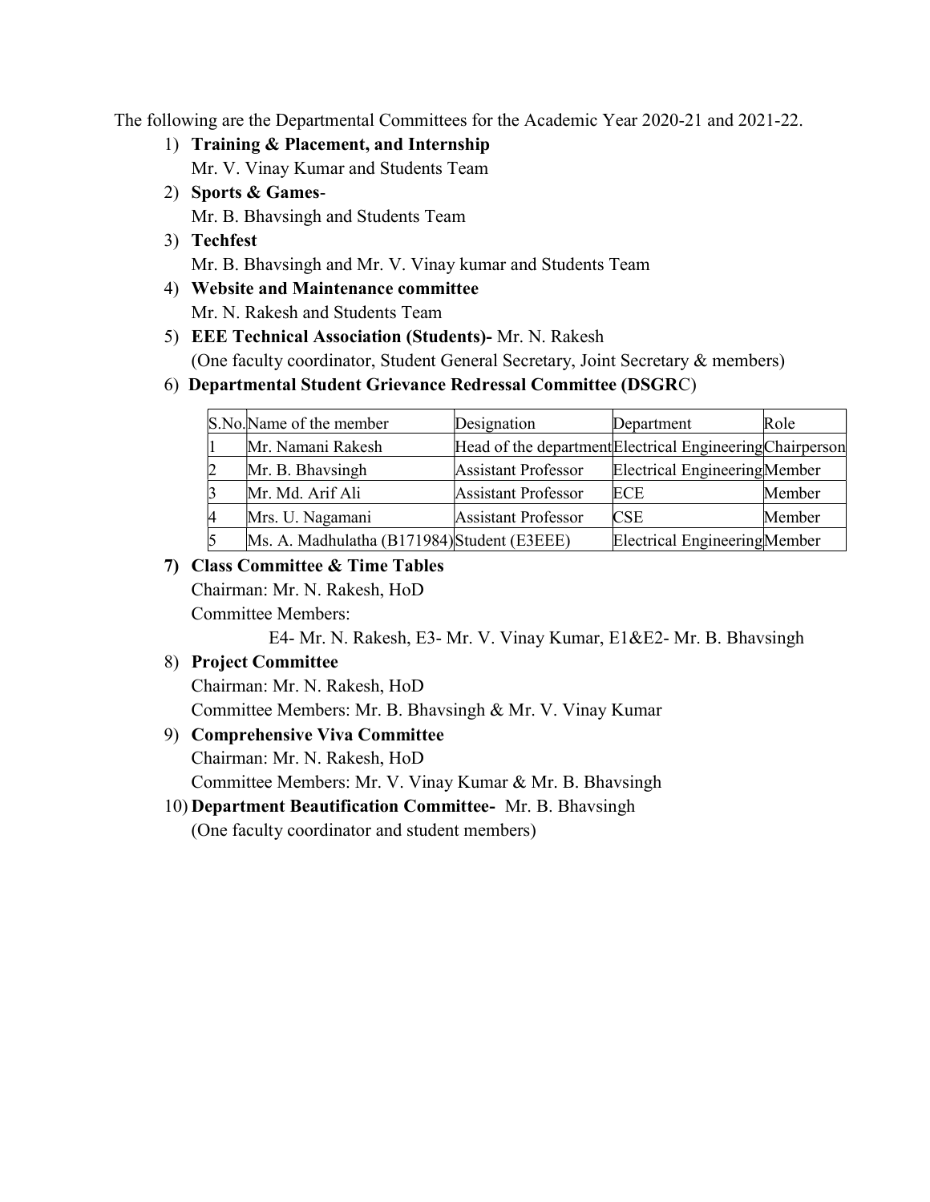The following are the Departmental Committees for the Academic Year 2020-21 and 2021-22.

1) **Training & Placement, and Internship**
   Mr. V. Vinay Kumar and Students Team
2) **Sports & Games**-
   Mr. B. Bhavsingh and Students Team
3) **Techfest**
   Mr. B. Bhavsingh and Mr. V. Vinay kumar and Students Team
4) **Website and Maintenance committee**
   Mr. N. Rakesh and Students Team
5) **EEE Technical Association (Students)-** Mr. N. Rakesh
   (One faculty coordinator, Student General Secretary, Joint Secretary & members)
6) **Departmental Student Grievance Redressal Committee (DSGR**C)

| S.No. | Name of the member | Designation | Department | Role |
|---|---|---|---|---|
| 1 | Mr. Namani Rakesh | Head of the department | Electrical Engineering | Chairperson |
| 2 | Mr. B. Bhavsingh | Assistant Professor | Electrical Engineering | Member |
| 3 | Mr. Md. Arif Ali | Assistant Professor | ECE | Member |
| 4 | Mrs. U. Nagamani | Assistant Professor | CSE | Member |
| 5 | Ms. A. Madhulatha (B171984) | Student (E3EEE) | Electrical Engineering | Member |

7) **Class Committee & Time Tables**
   Chairman: Mr. N. Rakesh, HoD
   Committee Members:
   E4- Mr. N. Rakesh, E3- Mr. V. Vinay Kumar, E1&E2- Mr. B. Bhavsingh
8) **Project Committee**
   Chairman: Mr. N. Rakesh, HoD
   Committee Members: Mr. B. Bhavsingh & Mr. V. Vinay Kumar
9) **Comprehensive Viva Committee**
   Chairman: Mr. N. Rakesh, HoD
   Committee Members: Mr. V. Vinay Kumar & Mr. B. Bhavsingh
10) **Department Beautification Committee-** Mr. B. Bhavsingh
    (One faculty coordinator and student members)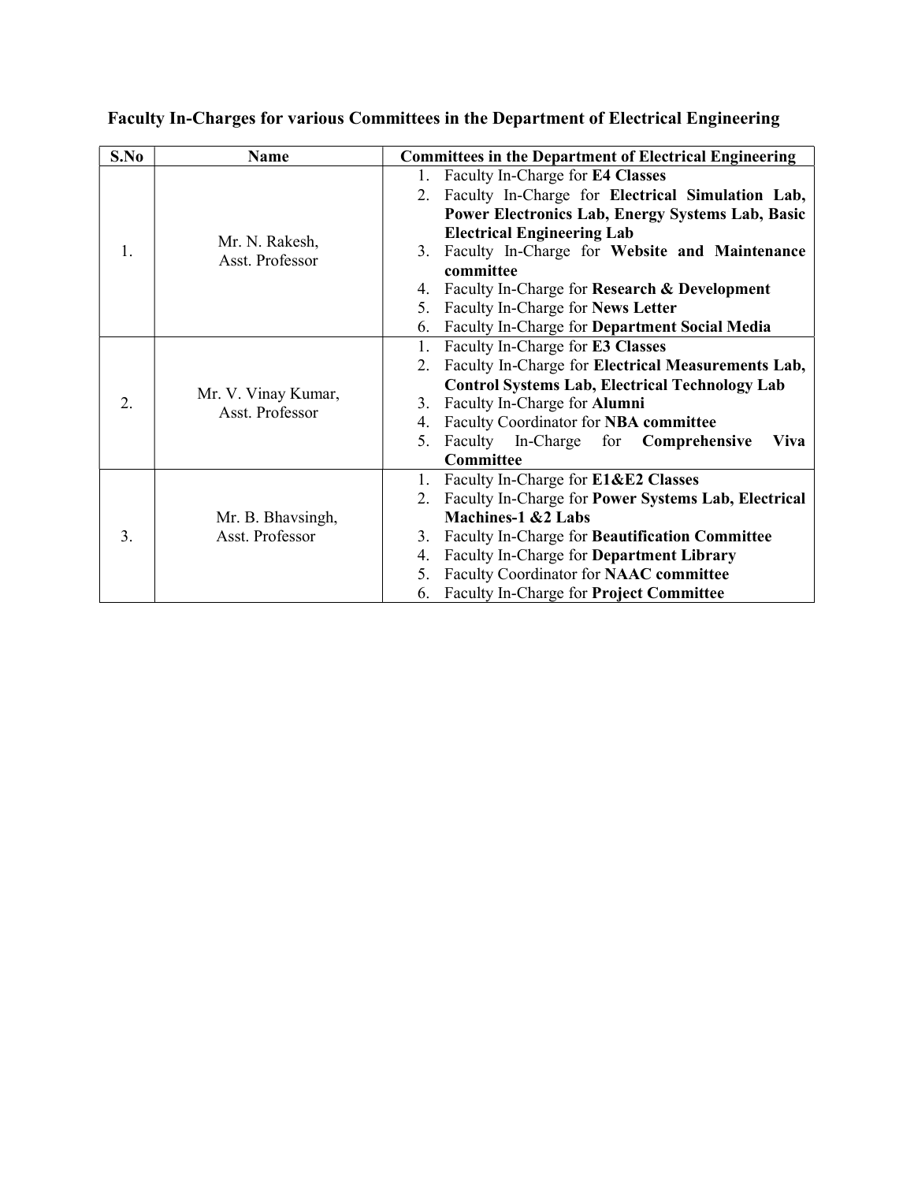**Faculty In-Charges for various Committees in the Department of Electrical Engineering**

| S.No | Name | Committees in the Department of Electrical Engineering |
|---|---|---|
| 1. | Mr. N. Rakesh, Asst. Professor | 1. Faculty In-Charge for **E4 Classes**<br>2. Faculty In-Charge for **Electrical Simulation Lab, Power Electronics Lab, Energy Systems Lab, Basic Electrical Engineering Lab**<br>3. Faculty In-Charge for **Website and Maintenance committee**<br>4. Faculty In-Charge for **Research & Development**<br>5. Faculty In-Charge for **News Letter**<br>6. Faculty In-Charge for **Department Social Media** |
| 2. | Mr. V. Vinay Kumar, Asst. Professor | 1. Faculty In-Charge for **E3 Classes**<br>2. Faculty In-Charge for **Electrical Measurements Lab, Control Systems Lab, Electrical Technology Lab**<br>3. Faculty In-Charge for **Alumni**<br>4. Faculty Coordinator for **NBA committee**<br>5. Faculty In-Charge for **Comprehensive Viva Committee** |
| 3. | Mr. B. Bhavsingh, Asst. Professor | 1. Faculty In-Charge for **E1&E2 Classes**<br>2. Faculty In-Charge for **Power Systems Lab, Electrical Machines-1 &2 Labs**<br>3. Faculty In-Charge for **Beautification Committee**<br>4. Faculty In-Charge for **Department Library**<br>5. Faculty Coordinator for **NAAC committee**<br>6. Faculty In-Charge for **Project Committee** |